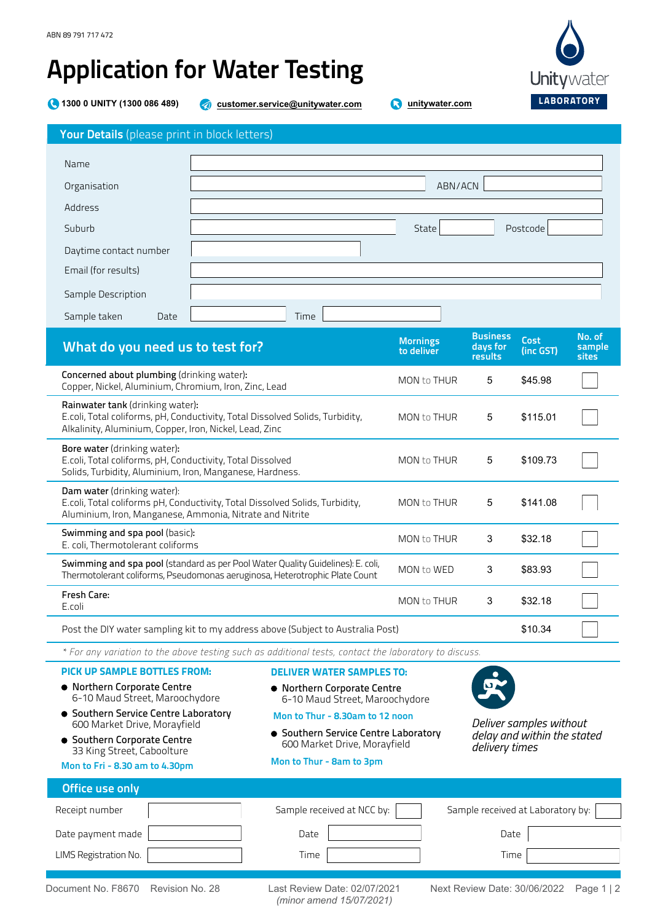ABN 89 791 717 472

# Application for Water Testing

Unitywater LABORATORY

1300 0 UNITY (1300 086 489) | customer.service@unitywater.com | unitywater.com

## Your Details (please print in block letters)

Name

Organisation ABN/ACN

Address

Suburb State Postcode

Daytime contact number

Email (for results)

Sample Description

Sample taken Date Time

## What do you need us to test for?

| What do you need us to test for? | Mornings to deliver | Business days for results | Cost (inc GST) | No. of sample sites |
|---|---|---|---|---|
| **Concerned about plumbing** (drinking water): Copper, Nickel, Aluminium, Chromium, Iron, Zinc, Lead | MON to THUR | 5 | $45.98 | |
| **Rainwater tank** (drinking water): E.coli, Total coliforms, pH, Conductivity, Total Dissolved Solids, Turbidity, Alkalinity, Aluminium, Copper, Iron, Nickel, Lead, Zinc | MON to THUR | 5 | $115.01 | |
| **Bore water** (drinking water): E.coli, Total coliforms, pH, Conductivity, Total Dissolved Solids, Turbidity, Aluminium, Iron, Manganese, Hardness. | MON to THUR | 5 | $109.73 | |
| **Dam water** (drinking water): E.coli, Total coliforms pH, Conductivity, Total Dissolved Solids, Turbidity, Aluminium, Iron, Manganese, Ammonia, Nitrate and Nitrite | MON to THUR | 5 | $141.08 | |
| **Swimming and spa pool** (basic): E. coli, Thermotolerant coliforms | MON to THUR | 3 | $32.18 | |
| **Swimming and spa pool** (standard as per Pool Water Quality Guidelines): E. coli, Thermotolerant coliforms, Pseudomonas aeruginosa, Heterotrophic Plate Count | MON to WED | 3 | $83.93 | |
| **Fresh Care:** E.coli | MON to THUR | 3 | $32.18 | |
| Post the DIY water sampling kit to my address above (Subject to Australia Post) | | | $10.34 | |

*\* For any variation to the above testing such as additional tests, contact the laboratory to discuss.*

**PICK UP SAMPLE BOTTLES FROM:**

- Northern Corporate Centre
  6-10 Maud Street, Maroochydore
- Southern Service Centre Laboratory
  600 Market Drive, Morayfield
- Southern Corporate Centre
  33 King Street, Caboolture

**Mon to Fri - 8.30 am to 4.30pm**

**DELIVER WATER SAMPLES TO:**

- Northern Corporate Centre
  6-10 Maud Street, Maroochydore

**Mon to Thur - 8.30am to 12 noon**

- Southern Service Centre Laboratory
  600 Market Drive, Morayfield

**Mon to Thur - 8am to 3pm**

*Deliver samples without delay and within the stated delivery times*

## Office use only

| | | | | | |
|---|---|---|---|---|---|
| Receipt number | | Sample received at NCC by: | | Sample received at Laboratory by: | |
| Date payment made | | Date | | Date | |
| LIMS Registration No. | | Time | | Time | |

Document No. F8670 Revision No. 28 Last Review Date: 02/07/2021 *(minor amend 15/07/2021)* Next Review Date: 30/06/2022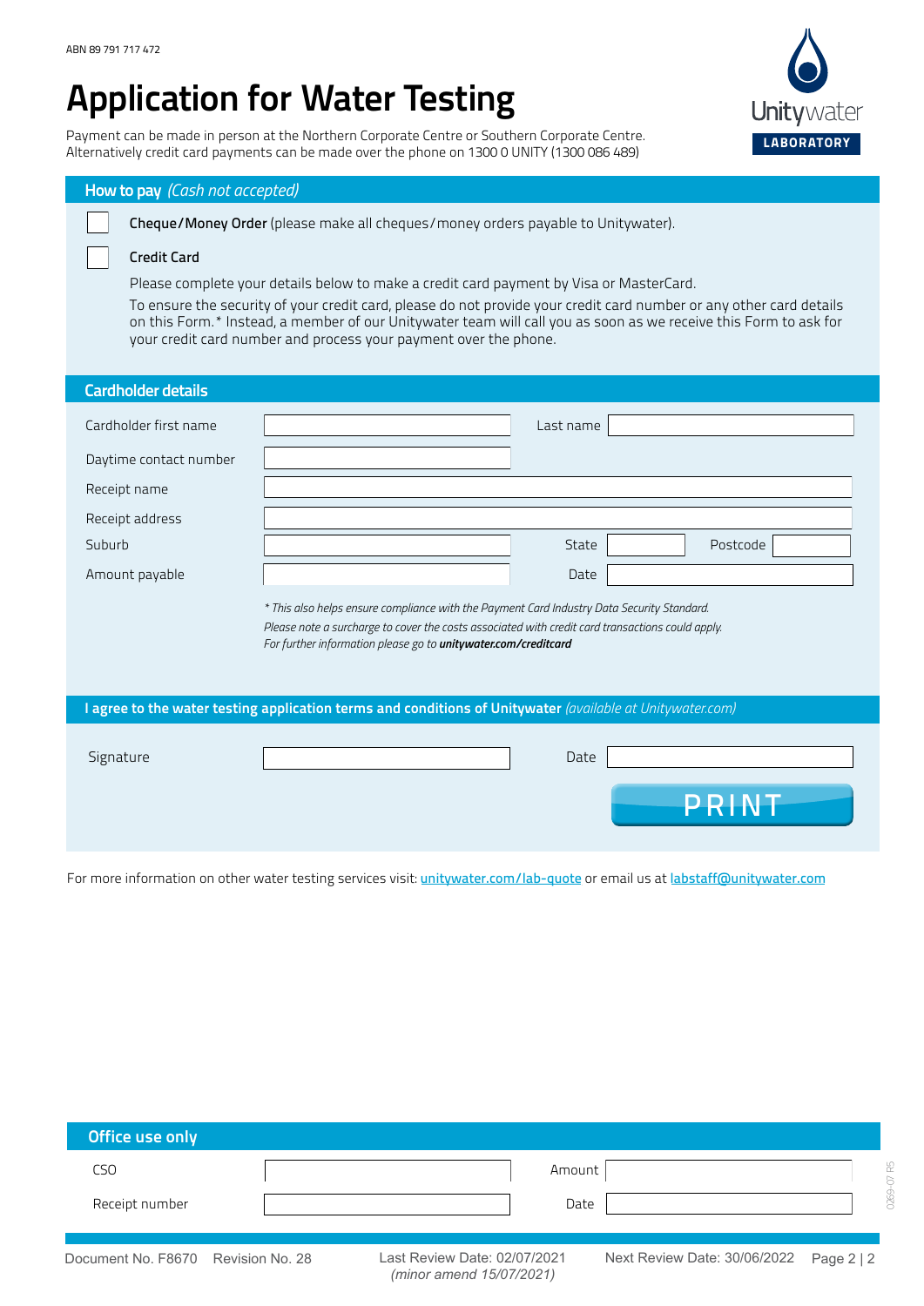ABN 89 791 717 472

# Application for Water Testing

Payment can be made in person at the Northern Corporate Centre or Southern Corporate Centre. Alternatively credit card payments can be made over the phone on 1300 0 UNITY (1300 086 489)

Unitywater LABORATORY

## How to pay *(Cash not accepted)*

☐ **Cheque/Money Order** (please make all cheques/money orders payable to Unitywater).

☐ **Credit Card**

Please complete your details below to make a credit card payment by Visa or MasterCard.

To ensure the security of your credit card, please do not provide your credit card number or any other card details on this Form.* Instead, a member of our Unitywater team will call you as soon as we receive this Form to ask for your credit card number and process your payment over the phone.

## Cardholder details

| | | | | | |
|---|---|---|---|---|---|
| Cardholder first name | | Last name | | | |
| Daytime contact number | | | | | |
| Receipt name | | | | | |
| Receipt address | | | | | |
| Suburb | | State | | Postcode | |
| Amount payable | | Date | | | |

*\* This also helps ensure compliance with the Payment Card Industry Data Security Standard.*
*Please note a surcharge to cover the costs associated with credit card transactions could apply.*
*For further information please go to* ***unitywater.com/creditcard***

## I agree to the water testing application terms and conditions of Unitywater *(available at Unitywater.com)*

| | | | |
|---|---|---|---|
| Signature | | Date | |

PRINT

For more information on other water testing services visit: unitywater.com/lab-quote or email us at labstaff@unitywater.com

## Office use only

| | | | |
|---|---|---|---|
| CSO | | Amount | |
| Receipt number | | Date | |

0269-07 R5

Document No. F8670 Revision No. 28 Last Review Date: 02/07/2021 *(minor amend 15/07/2021)* Next Review Date: 30/06/2022